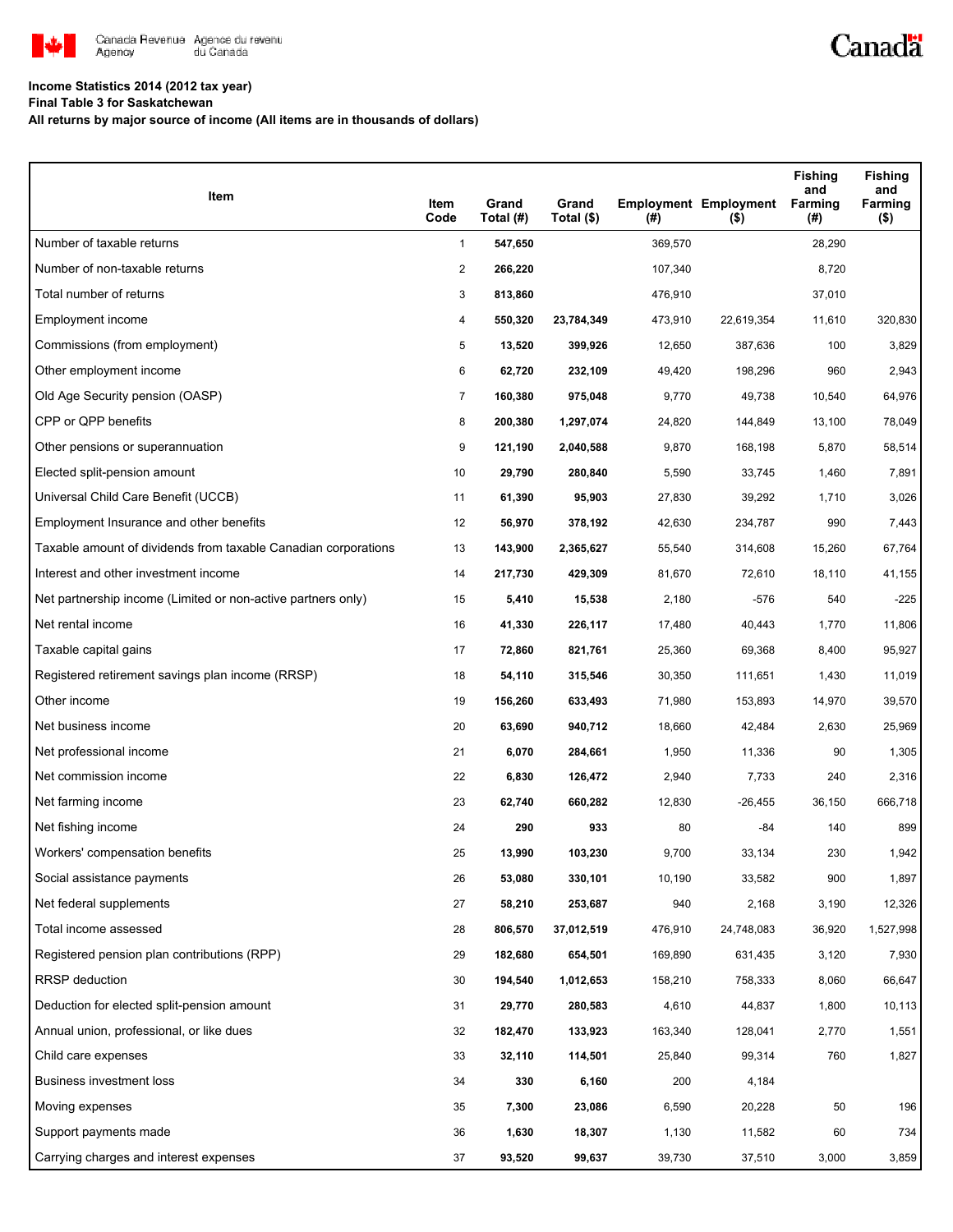**Income Statistics 2014 (2012 tax year)**
**Final Table 3 for Saskatchewan**
**All returns by major source of income (All items are in thousands of dollars)**

| Item | Item Code | Grand Total (#) | Grand Total ($) | Employment (#) | Employment ($) | Fishing and Farming (#) | Fishing and Farming ($) |
|---|---|---|---|---|---|---|---|
| Number of taxable returns | 1 | **547,650** | | 369,570 | | 28,290 | |
| Number of non-taxable returns | 2 | **266,220** | | 107,340 | | 8,720 | |
| Total number of returns | 3 | **813,860** | | 476,910 | | 37,010 | |
| Employment income | 4 | **550,320** | **23,784,349** | 473,910 | 22,619,354 | 11,610 | 320,830 |
| Commissions (from employment) | 5 | **13,520** | **399,926** | 12,650 | 387,636 | 100 | 3,829 |
| Other employment income | 6 | **62,720** | **232,109** | 49,420 | 198,296 | 960 | 2,943 |
| Old Age Security pension (OASP) | 7 | **160,380** | **975,048** | 9,770 | 49,738 | 10,540 | 64,976 |
| CPP or QPP benefits | 8 | **200,380** | **1,297,074** | 24,820 | 144,849 | 13,100 | 78,049 |
| Other pensions or superannuation | 9 | **121,190** | **2,040,588** | 9,870 | 168,198 | 5,870 | 58,514 |
| Elected split-pension amount | 10 | **29,790** | **280,840** | 5,590 | 33,745 | 1,460 | 7,891 |
| Universal Child Care Benefit (UCCB) | 11 | **61,390** | **95,903** | 27,830 | 39,292 | 1,710 | 3,026 |
| Employment Insurance and other benefits | 12 | **56,970** | **378,192** | 42,630 | 234,787 | 990 | 7,443 |
| Taxable amount of dividends from taxable Canadian corporations | 13 | **143,900** | **2,365,627** | 55,540 | 314,608 | 15,260 | 67,764 |
| Interest and other investment income | 14 | **217,730** | **429,309** | 81,670 | 72,610 | 18,110 | 41,155 |
| Net partnership income (Limited or non-active partners only) | 15 | **5,410** | **15,538** | 2,180 | -576 | 540 | -225 |
| Net rental income | 16 | **41,330** | **226,117** | 17,480 | 40,443 | 1,770 | 11,806 |
| Taxable capital gains | 17 | **72,860** | **821,761** | 25,360 | 69,368 | 8,400 | 95,927 |
| Registered retirement savings plan income (RRSP) | 18 | **54,110** | **315,546** | 30,350 | 111,651 | 1,430 | 11,019 |
| Other income | 19 | **156,260** | **633,493** | 71,980 | 153,893 | 14,970 | 39,570 |
| Net business income | 20 | **63,690** | **940,712** | 18,660 | 42,484 | 2,630 | 25,969 |
| Net professional income | 21 | **6,070** | **284,661** | 1,950 | 11,336 | 90 | 1,305 |
| Net commission income | 22 | **6,830** | **126,472** | 2,940 | 7,733 | 240 | 2,316 |
| Net farming income | 23 | **62,740** | **660,282** | 12,830 | -26,455 | 36,150 | 666,718 |
| Net fishing income | 24 | **290** | **933** | 80 | -84 | 140 | 899 |
| Workers' compensation benefits | 25 | **13,990** | **103,230** | 9,700 | 33,134 | 230 | 1,942 |
| Social assistance payments | 26 | **53,080** | **330,101** | 10,190 | 33,582 | 900 | 1,897 |
| Net federal supplements | 27 | **58,210** | **253,687** | 940 | 2,168 | 3,190 | 12,326 |
| Total income assessed | 28 | **806,570** | **37,012,519** | 476,910 | 24,748,083 | 36,920 | 1,527,998 |
| Registered pension plan contributions (RPP) | 29 | **182,680** | **654,501** | 169,890 | 631,435 | 3,120 | 7,930 |
| RRSP deduction | 30 | **194,540** | **1,012,653** | 158,210 | 758,333 | 8,060 | 66,647 |
| Deduction for elected split-pension amount | 31 | **29,770** | **280,583** | 4,610 | 44,837 | 1,800 | 10,113 |
| Annual union, professional, or like dues | 32 | **182,470** | **133,923** | 163,340 | 128,041 | 2,770 | 1,551 |
| Child care expenses | 33 | **32,110** | **114,501** | 25,840 | 99,314 | 760 | 1,827 |
| Business investment loss | 34 | **330** | **6,160** | 200 | 4,184 | | |
| Moving expenses | 35 | **7,300** | **23,086** | 6,590 | 20,228 | 50 | 196 |
| Support payments made | 36 | **1,630** | **18,307** | 1,130 | 11,582 | 60 | 734 |
| Carrying charges and interest expenses | 37 | **93,520** | **99,637** | 39,730 | 37,510 | 3,000 | 3,859 |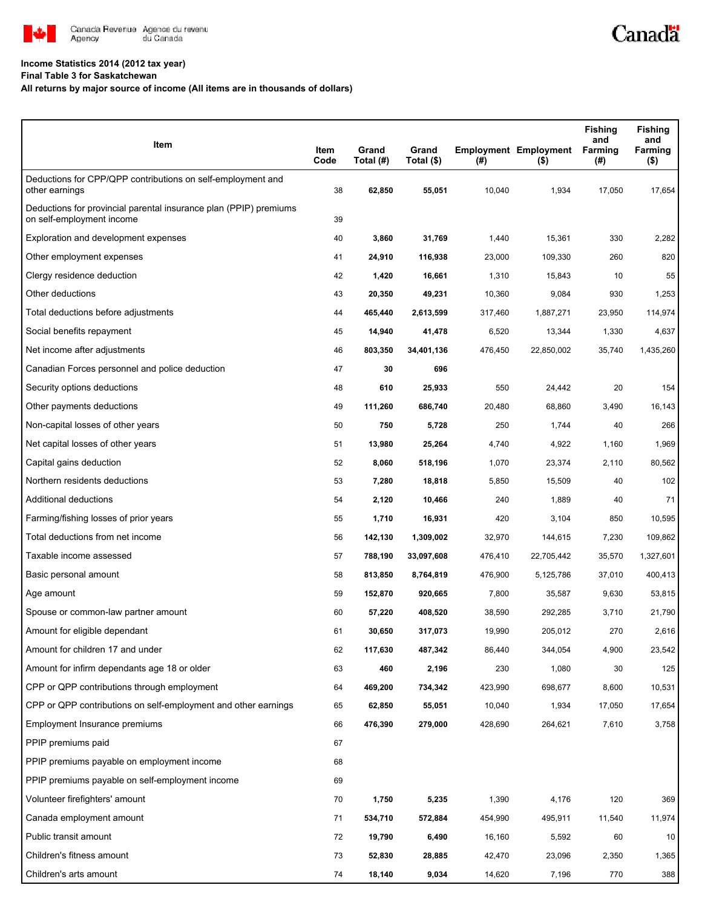**Income Statistics 2014 (2012 tax year)**
**Final Table 3 for Saskatchewan**
**All returns by major source of income (All items are in thousands of dollars)**

| Item | Item Code | Grand Total (#) | Grand Total ($) | Employment (#) | Employment ($) | Fishing and Farming (#) | Fishing and Farming ($) |
|---|---|---|---|---|---|---|---|
| Deductions for CPP/QPP contributions on self-employment and other earnings | 38 | **62,850** | **55,051** | 10,040 | 1,934 | 17,050 | 17,654 |
| Deductions for provincial parental insurance plan (PPIP) premiums on self-employment income | 39 | | | | | | |
| Exploration and development expenses | 40 | **3,860** | **31,769** | 1,440 | 15,361 | 330 | 2,282 |
| Other employment expenses | 41 | **24,910** | **116,938** | 23,000 | 109,330 | 260 | 820 |
| Clergy residence deduction | 42 | **1,420** | **16,661** | 1,310 | 15,843 | 10 | 55 |
| Other deductions | 43 | **20,350** | **49,231** | 10,360 | 9,084 | 930 | 1,253 |
| Total deductions before adjustments | 44 | **465,440** | **2,613,599** | 317,460 | 1,887,271 | 23,950 | 114,974 |
| Social benefits repayment | 45 | **14,940** | **41,478** | 6,520 | 13,344 | 1,330 | 4,637 |
| Net income after adjustments | 46 | **803,350** | **34,401,136** | 476,450 | 22,850,002 | 35,740 | 1,435,260 |
| Canadian Forces personnel and police deduction | 47 | **30** | **696** | | | | |
| Security options deductions | 48 | **610** | **25,933** | 550 | 24,442 | 20 | 154 |
| Other payments deductions | 49 | **111,260** | **686,740** | 20,480 | 68,860 | 3,490 | 16,143 |
| Non-capital losses of other years | 50 | **750** | **5,728** | 250 | 1,744 | 40 | 266 |
| Net capital losses of other years | 51 | **13,980** | **25,264** | 4,740 | 4,922 | 1,160 | 1,969 |
| Capital gains deduction | 52 | **8,060** | **518,196** | 1,070 | 23,374 | 2,110 | 80,562 |
| Northern residents deductions | 53 | **7,280** | **18,818** | 5,850 | 15,509 | 40 | 102 |
| Additional deductions | 54 | **2,120** | **10,466** | 240 | 1,889 | 40 | 71 |
| Farming/fishing losses of prior years | 55 | **1,710** | **16,931** | 420 | 3,104 | 850 | 10,595 |
| Total deductions from net income | 56 | **142,130** | **1,309,002** | 32,970 | 144,615 | 7,230 | 109,862 |
| Taxable income assessed | 57 | **788,190** | **33,097,608** | 476,410 | 22,705,442 | 35,570 | 1,327,601 |
| Basic personal amount | 58 | **813,850** | **8,764,819** | 476,900 | 5,125,786 | 37,010 | 400,413 |
| Age amount | 59 | **152,870** | **920,665** | 7,800 | 35,587 | 9,630 | 53,815 |
| Spouse or common-law partner amount | 60 | **57,220** | **408,520** | 38,590 | 292,285 | 3,710 | 21,790 |
| Amount for eligible dependant | 61 | **30,650** | **317,073** | 19,990 | 205,012 | 270 | 2,616 |
| Amount for children 17 and under | 62 | **117,630** | **487,342** | 86,440 | 344,054 | 4,900 | 23,542 |
| Amount for infirm dependants age 18 or older | 63 | **460** | **2,196** | 230 | 1,080 | 30 | 125 |
| CPP or QPP contributions through employment | 64 | **469,200** | **734,342** | 423,990 | 698,677 | 8,600 | 10,531 |
| CPP or QPP contributions on self-employment and other earnings | 65 | **62,850** | **55,051** | 10,040 | 1,934 | 17,050 | 17,654 |
| Employment Insurance premiums | 66 | **476,390** | **279,000** | 428,690 | 264,621 | 7,610 | 3,758 |
| PPIP premiums paid | 67 | | | | | | |
| PPIP premiums payable on employment income | 68 | | | | | | |
| PPIP premiums payable on self-employment income | 69 | | | | | | |
| Volunteer firefighters' amount | 70 | **1,750** | **5,235** | 1,390 | 4,176 | 120 | 369 |
| Canada employment amount | 71 | **534,710** | **572,884** | 454,990 | 495,911 | 11,540 | 11,974 |
| Public transit amount | 72 | **19,790** | **6,490** | 16,160 | 5,592 | 60 | 10 |
| Children's fitness amount | 73 | **52,830** | **28,885** | 42,470 | 23,096 | 2,350 | 1,365 |
| Children's arts amount | 74 | **18,140** | **9,034** | 14,620 | 7,196 | 770 | 388 |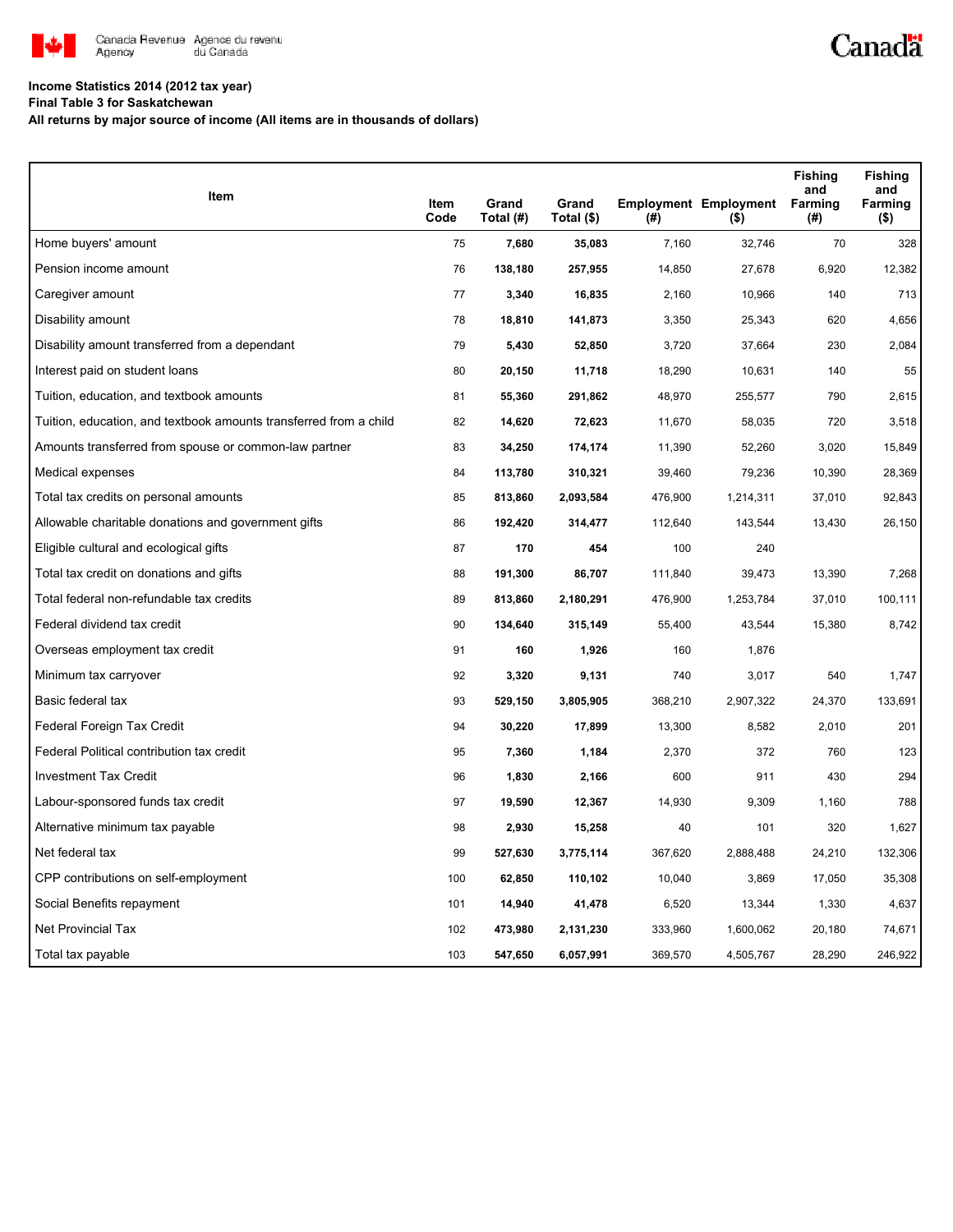Canada Revenue Agency / Agence du revenu du Canada

**Income Statistics 2014 (2012 tax year)**
**Final Table 3 for Saskatchewan**
**All returns by major source of income (All items are in thousands of dollars)**

| Item | Item Code | Grand Total (#) | Grand Total ($) | Employment (#) | Employment ($) | Fishing and Farming (#) | Fishing and Farming ($) |
|---|---|---|---|---|---|---|---|
| Home buyers' amount | 75 | 7,680 | 35,083 | 7,160 | 32,746 | 70 | 328 |
| Pension income amount | 76 | 138,180 | 257,955 | 14,850 | 27,678 | 6,920 | 12,382 |
| Caregiver amount | 77 | 3,340 | 16,835 | 2,160 | 10,966 | 140 | 713 |
| Disability amount | 78 | 18,810 | 141,873 | 3,350 | 25,343 | 620 | 4,656 |
| Disability amount transferred from a dependant | 79 | 5,430 | 52,850 | 3,720 | 37,664 | 230 | 2,084 |
| Interest paid on student loans | 80 | 20,150 | 11,718 | 18,290 | 10,631 | 140 | 55 |
| Tuition, education, and textbook amounts | 81 | 55,360 | 291,862 | 48,970 | 255,577 | 790 | 2,615 |
| Tuition, education, and textbook amounts transferred from a child | 82 | 14,620 | 72,623 | 11,670 | 58,035 | 720 | 3,518 |
| Amounts transferred from spouse or common-law partner | 83 | 34,250 | 174,174 | 11,390 | 52,260 | 3,020 | 15,849 |
| Medical expenses | 84 | 113,780 | 310,321 | 39,460 | 79,236 | 10,390 | 28,369 |
| Total tax credits on personal amounts | 85 | 813,860 | 2,093,584 | 476,900 | 1,214,311 | 37,010 | 92,843 |
| Allowable charitable donations and government gifts | 86 | 192,420 | 314,477 | 112,640 | 143,544 | 13,430 | 26,150 |
| Eligible cultural and ecological gifts | 87 | 170 | 454 | 100 | 240 | | |
| Total tax credit on donations and gifts | 88 | 191,300 | 86,707 | 111,840 | 39,473 | 13,390 | 7,268 |
| Total federal non-refundable tax credits | 89 | 813,860 | 2,180,291 | 476,900 | 1,253,784 | 37,010 | 100,111 |
| Federal dividend tax credit | 90 | 134,640 | 315,149 | 55,400 | 43,544 | 15,380 | 8,742 |
| Overseas employment tax credit | 91 | 160 | 1,926 | 160 | 1,876 | | |
| Minimum tax carryover | 92 | 3,320 | 9,131 | 740 | 3,017 | 540 | 1,747 |
| Basic federal tax | 93 | 529,150 | 3,805,905 | 368,210 | 2,907,322 | 24,370 | 133,691 |
| Federal Foreign Tax Credit | 94 | 30,220 | 17,899 | 13,300 | 8,582 | 2,010 | 201 |
| Federal Political contribution tax credit | 95 | 7,360 | 1,184 | 2,370 | 372 | 760 | 123 |
| Investment Tax Credit | 96 | 1,830 | 2,166 | 600 | 911 | 430 | 294 |
| Labour-sponsored funds tax credit | 97 | 19,590 | 12,367 | 14,930 | 9,309 | 1,160 | 788 |
| Alternative minimum tax payable | 98 | 2,930 | 15,258 | 40 | 101 | 320 | 1,627 |
| Net federal tax | 99 | 527,630 | 3,775,114 | 367,620 | 2,888,488 | 24,210 | 132,306 |
| CPP contributions on self-employment | 100 | 62,850 | 110,102 | 10,040 | 3,869 | 17,050 | 35,308 |
| Social Benefits repayment | 101 | 14,940 | 41,478 | 6,520 | 13,344 | 1,330 | 4,637 |
| Net Provincial Tax | 102 | 473,980 | 2,131,230 | 333,960 | 1,600,062 | 20,180 | 74,671 |
| Total tax payable | 103 | 547,650 | 6,057,991 | 369,570 | 4,505,767 | 28,290 | 246,922 |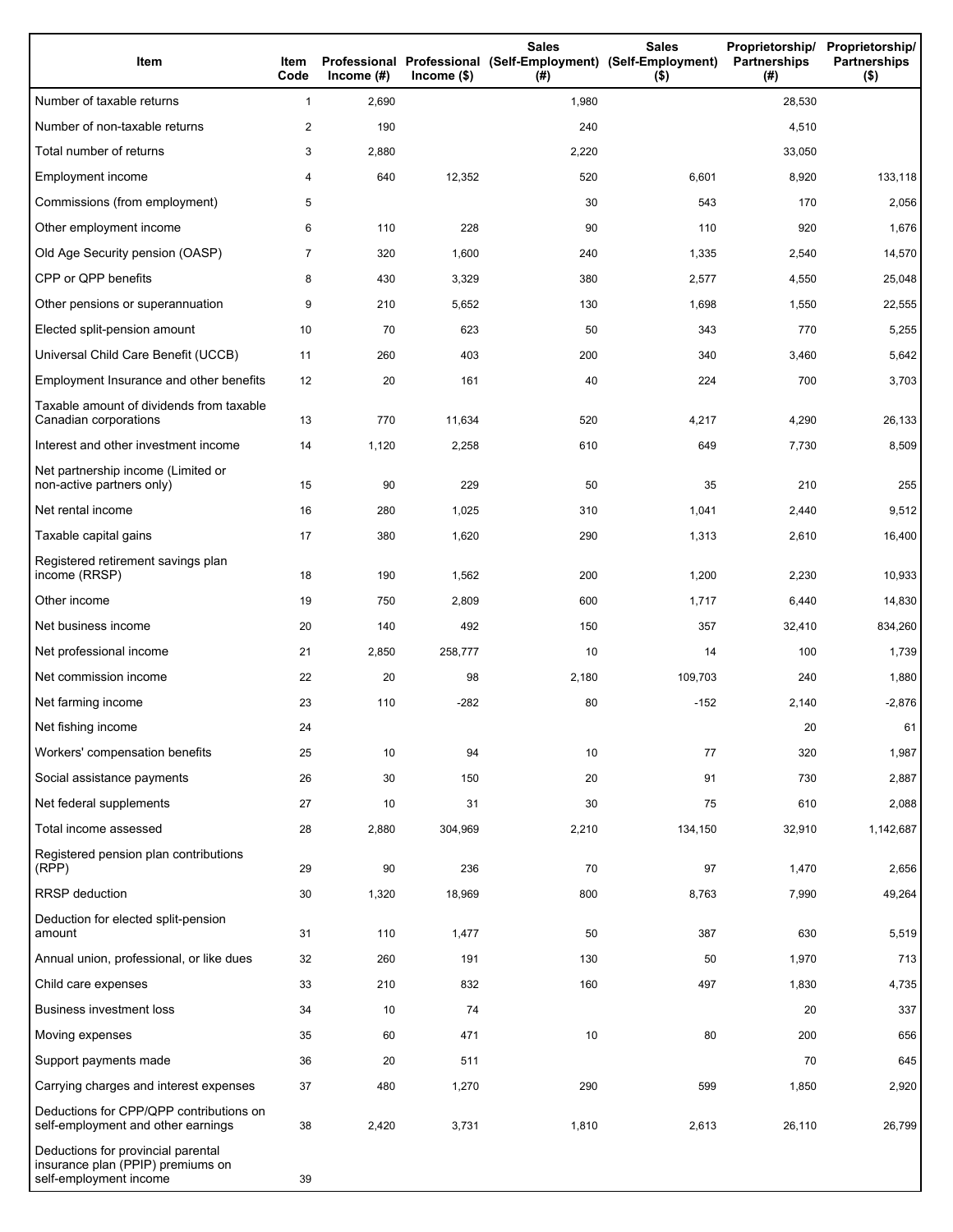| Item | Item Code | Professional Income (#) | Professional Income ($) | Sales (Self-Employment) (#) | Sales (Self-Employment) ($) | Proprietorship/ Partnerships (#) | Proprietorship/ Partnerships ($) |
|---|---|---|---|---|---|---|---|
| Number of taxable returns | 1 | 2,690 | | 1,980 | | 28,530 | |
| Number of non-taxable returns | 2 | 190 | | 240 | | 4,510 | |
| Total number of returns | 3 | 2,880 | | 2,220 | | 33,050 | |
| Employment income | 4 | 640 | 12,352 | 520 | 6,601 | 8,920 | 133,118 |
| Commissions (from employment) | 5 | | | 30 | 543 | 170 | 2,056 |
| Other employment income | 6 | 110 | 228 | 90 | 110 | 920 | 1,676 |
| Old Age Security pension (OASP) | 7 | 320 | 1,600 | 240 | 1,335 | 2,540 | 14,570 |
| CPP or QPP benefits | 8 | 430 | 3,329 | 380 | 2,577 | 4,550 | 25,048 |
| Other pensions or superannuation | 9 | 210 | 5,652 | 130 | 1,698 | 1,550 | 22,555 |
| Elected split-pension amount | 10 | 70 | 623 | 50 | 343 | 770 | 5,255 |
| Universal Child Care Benefit (UCCB) | 11 | 260 | 403 | 200 | 340 | 3,460 | 5,642 |
| Employment Insurance and other benefits | 12 | 20 | 161 | 40 | 224 | 700 | 3,703 |
| Taxable amount of dividends from taxable Canadian corporations | 13 | 770 | 11,634 | 520 | 4,217 | 4,290 | 26,133 |
| Interest and other investment income | 14 | 1,120 | 2,258 | 610 | 649 | 7,730 | 8,509 |
| Net partnership income (Limited or non-active partners only) | 15 | 90 | 229 | 50 | 35 | 210 | 255 |
| Net rental income | 16 | 280 | 1,025 | 310 | 1,041 | 2,440 | 9,512 |
| Taxable capital gains | 17 | 380 | 1,620 | 290 | 1,313 | 2,610 | 16,400 |
| Registered retirement savings plan income (RRSP) | 18 | 190 | 1,562 | 200 | 1,200 | 2,230 | 10,933 |
| Other income | 19 | 750 | 2,809 | 600 | 1,717 | 6,440 | 14,830 |
| Net business income | 20 | 140 | 492 | 150 | 357 | 32,410 | 834,260 |
| Net professional income | 21 | 2,850 | 258,777 | 10 | 14 | 100 | 1,739 |
| Net commission income | 22 | 20 | 98 | 2,180 | 109,703 | 240 | 1,880 |
| Net farming income | 23 | 110 | -282 | 80 | -152 | 2,140 | -2,876 |
| Net fishing income | 24 | | | | | 20 | 61 |
| Workers' compensation benefits | 25 | 10 | 94 | 10 | 77 | 320 | 1,987 |
| Social assistance payments | 26 | 30 | 150 | 20 | 91 | 730 | 2,887 |
| Net federal supplements | 27 | 10 | 31 | 30 | 75 | 610 | 2,088 |
| Total income assessed | 28 | 2,880 | 304,969 | 2,210 | 134,150 | 32,910 | 1,142,687 |
| Registered pension plan contributions (RPP) | 29 | 90 | 236 | 70 | 97 | 1,470 | 2,656 |
| RRSP deduction | 30 | 1,320 | 18,969 | 800 | 8,763 | 7,990 | 49,264 |
| Deduction for elected split-pension amount | 31 | 110 | 1,477 | 50 | 387 | 630 | 5,519 |
| Annual union, professional, or like dues | 32 | 260 | 191 | 130 | 50 | 1,970 | 713 |
| Child care expenses | 33 | 210 | 832 | 160 | 497 | 1,830 | 4,735 |
| Business investment loss | 34 | 10 | 74 | | | 20 | 337 |
| Moving expenses | 35 | 60 | 471 | 10 | 80 | 200 | 656 |
| Support payments made | 36 | 20 | 511 | | | 70 | 645 |
| Carrying charges and interest expenses | 37 | 480 | 1,270 | 290 | 599 | 1,850 | 2,920 |
| Deductions for CPP/QPP contributions on self-employment and other earnings | 38 | 2,420 | 3,731 | 1,810 | 2,613 | 26,110 | 26,799 |
| Deductions for provincial parental insurance plan (PPIP) premiums on self-employment income | 39 | | | | | | |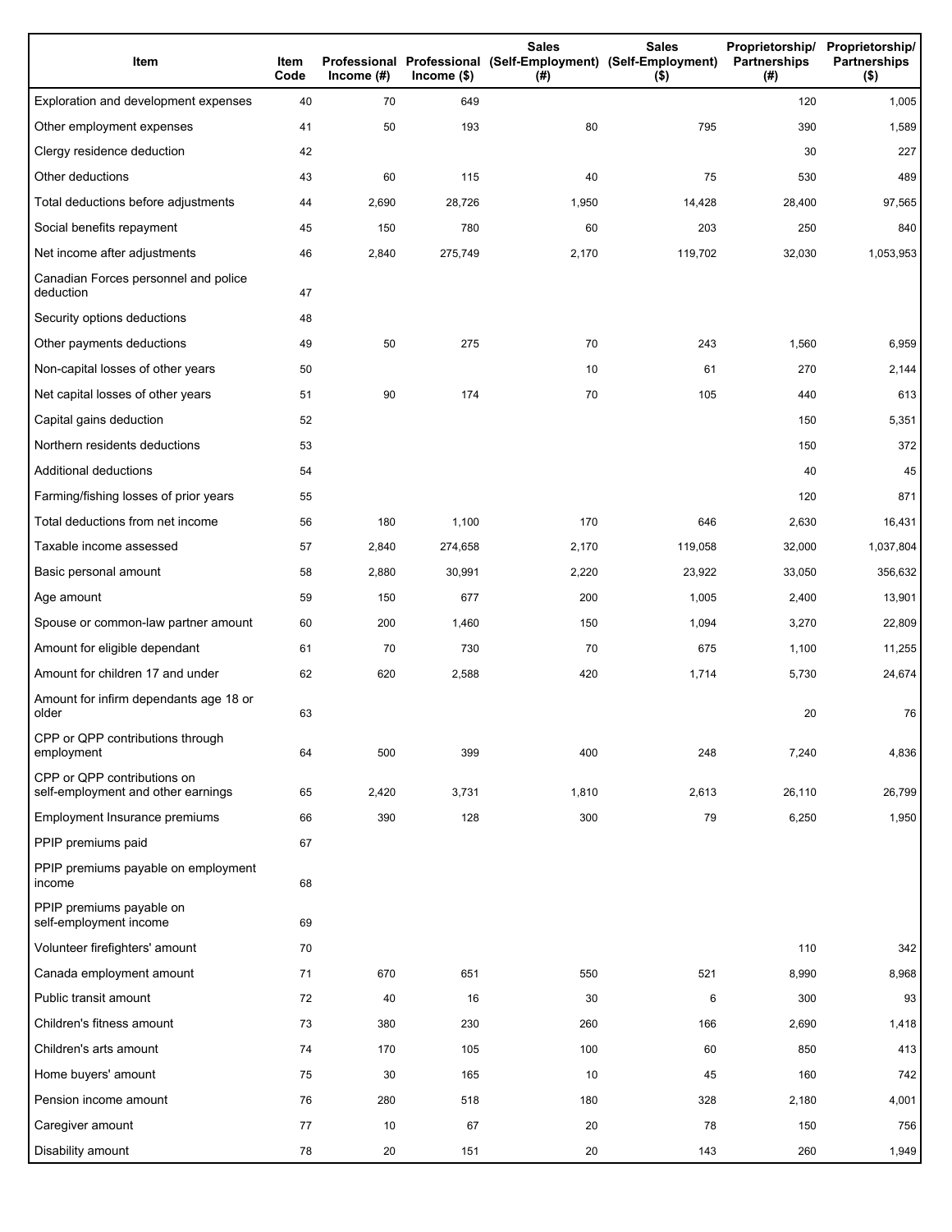| Item | Item Code | Professional Income (#) | Professional Income ($) | Sales (Self-Employment) (#) | Sales (Self-Employment) ($) | Proprietorship/ Partnerships (#) | Proprietorship/ Partnerships ($) |
|---|---|---|---|---|---|---|---|
| Exploration and development expenses | 40 | 70 | 649 | | | 120 | 1,005 |
| Other employment expenses | 41 | 50 | 193 | 80 | 795 | 390 | 1,589 |
| Clergy residence deduction | 42 | | | | | 30 | 227 |
| Other deductions | 43 | 60 | 115 | 40 | 75 | 530 | 489 |
| Total deductions before adjustments | 44 | 2,690 | 28,726 | 1,950 | 14,428 | 28,400 | 97,565 |
| Social benefits repayment | 45 | 150 | 780 | 60 | 203 | 250 | 840 |
| Net income after adjustments | 46 | 2,840 | 275,749 | 2,170 | 119,702 | 32,030 | 1,053,953 |
| Canadian Forces personnel and police deduction | 47 | | | | | | |
| Security options deductions | 48 | | | | | | |
| Other payments deductions | 49 | 50 | 275 | 70 | 243 | 1,560 | 6,959 |
| Non-capital losses of other years | 50 | | | 10 | 61 | 270 | 2,144 |
| Net capital losses of other years | 51 | 90 | 174 | 70 | 105 | 440 | 613 |
| Capital gains deduction | 52 | | | | | 150 | 5,351 |
| Northern residents deductions | 53 | | | | | 150 | 372 |
| Additional deductions | 54 | | | | | 40 | 45 |
| Farming/fishing losses of prior years | 55 | | | | | 120 | 871 |
| Total deductions from net income | 56 | 180 | 1,100 | 170 | 646 | 2,630 | 16,431 |
| Taxable income assessed | 57 | 2,840 | 274,658 | 2,170 | 119,058 | 32,000 | 1,037,804 |
| Basic personal amount | 58 | 2,880 | 30,991 | 2,220 | 23,922 | 33,050 | 356,632 |
| Age amount | 59 | 150 | 677 | 200 | 1,005 | 2,400 | 13,901 |
| Spouse or common-law partner amount | 60 | 200 | 1,460 | 150 | 1,094 | 3,270 | 22,809 |
| Amount for eligible dependant | 61 | 70 | 730 | 70 | 675 | 1,100 | 11,255 |
| Amount for children 17 and under | 62 | 620 | 2,588 | 420 | 1,714 | 5,730 | 24,674 |
| Amount for infirm dependants age 18 or older | 63 | | | | | 20 | 76 |
| CPP or QPP contributions through employment | 64 | 500 | 399 | 400 | 248 | 7,240 | 4,836 |
| CPP or QPP contributions on self-employment and other earnings | 65 | 2,420 | 3,731 | 1,810 | 2,613 | 26,110 | 26,799 |
| Employment Insurance premiums | 66 | 390 | 128 | 300 | 79 | 6,250 | 1,950 |
| PPIP premiums paid | 67 | | | | | | |
| PPIP premiums payable on employment income | 68 | | | | | | |
| PPIP premiums payable on self-employment income | 69 | | | | | | |
| Volunteer firefighters' amount | 70 | | | | | 110 | 342 |
| Canada employment amount | 71 | 670 | 651 | 550 | 521 | 8,990 | 8,968 |
| Public transit amount | 72 | 40 | 16 | 30 | 6 | 300 | 93 |
| Children's fitness amount | 73 | 380 | 230 | 260 | 166 | 2,690 | 1,418 |
| Children's arts amount | 74 | 170 | 105 | 100 | 60 | 850 | 413 |
| Home buyers' amount | 75 | 30 | 165 | 10 | 45 | 160 | 742 |
| Pension income amount | 76 | 280 | 518 | 180 | 328 | 2,180 | 4,001 |
| Caregiver amount | 77 | 10 | 67 | 20 | 78 | 150 | 756 |
| Disability amount | 78 | 20 | 151 | 20 | 143 | 260 | 1,949 |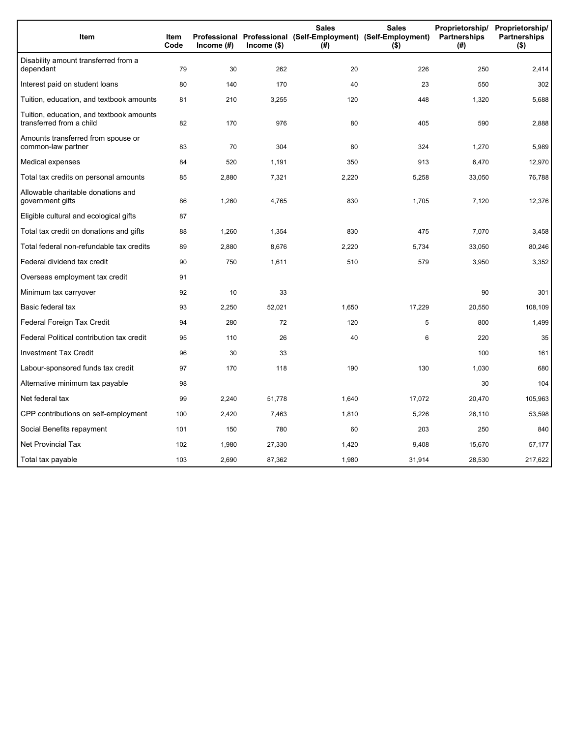| Item | Item Code | Professional Income (#) | Professional Income ($) | Sales (Self-Employment) (#) | Sales (Self-Employment) ($) | Proprietorship/ Partnerships (#) | Proprietorship/ Partnerships ($) |
|---|---|---|---|---|---|---|---|
| Disability amount transferred from a dependant | 79 | 30 | 262 | 20 | 226 | 250 | 2,414 |
| Interest paid on student loans | 80 | 140 | 170 | 40 | 23 | 550 | 302 |
| Tuition, education, and textbook amounts | 81 | 210 | 3,255 | 120 | 448 | 1,320 | 5,688 |
| Tuition, education, and textbook amounts transferred from a child | 82 | 170 | 976 | 80 | 405 | 590 | 2,888 |
| Amounts transferred from spouse or common-law partner | 83 | 70 | 304 | 80 | 324 | 1,270 | 5,989 |
| Medical expenses | 84 | 520 | 1,191 | 350 | 913 | 6,470 | 12,970 |
| Total tax credits on personal amounts | 85 | 2,880 | 7,321 | 2,220 | 5,258 | 33,050 | 76,788 |
| Allowable charitable donations and government gifts | 86 | 1,260 | 4,765 | 830 | 1,705 | 7,120 | 12,376 |
| Eligible cultural and ecological gifts | 87 | | | | | | |
| Total tax credit on donations and gifts | 88 | 1,260 | 1,354 | 830 | 475 | 7,070 | 3,458 |
| Total federal non-refundable tax credits | 89 | 2,880 | 8,676 | 2,220 | 5,734 | 33,050 | 80,246 |
| Federal dividend tax credit | 90 | 750 | 1,611 | 510 | 579 | 3,950 | 3,352 |
| Overseas employment tax credit | 91 | | | | | | |
| Minimum tax carryover | 92 | 10 | 33 | | | 90 | 301 |
| Basic federal tax | 93 | 2,250 | 52,021 | 1,650 | 17,229 | 20,550 | 108,109 |
| Federal Foreign Tax Credit | 94 | 280 | 72 | 120 | 5 | 800 | 1,499 |
| Federal Political contribution tax credit | 95 | 110 | 26 | 40 | 6 | 220 | 35 |
| Investment Tax Credit | 96 | 30 | 33 | | | 100 | 161 |
| Labour-sponsored funds tax credit | 97 | 170 | 118 | 190 | 130 | 1,030 | 680 |
| Alternative minimum tax payable | 98 | | | | | 30 | 104 |
| Net federal tax | 99 | 2,240 | 51,778 | 1,640 | 17,072 | 20,470 | 105,963 |
| CPP contributions on self-employment | 100 | 2,420 | 7,463 | 1,810 | 5,226 | 26,110 | 53,598 |
| Social Benefits repayment | 101 | 150 | 780 | 60 | 203 | 250 | 840 |
| Net Provincial Tax | 102 | 1,980 | 27,330 | 1,420 | 9,408 | 15,670 | 57,177 |
| Total tax payable | 103 | 2,690 | 87,362 | 1,980 | 31,914 | 28,530 | 217,622 |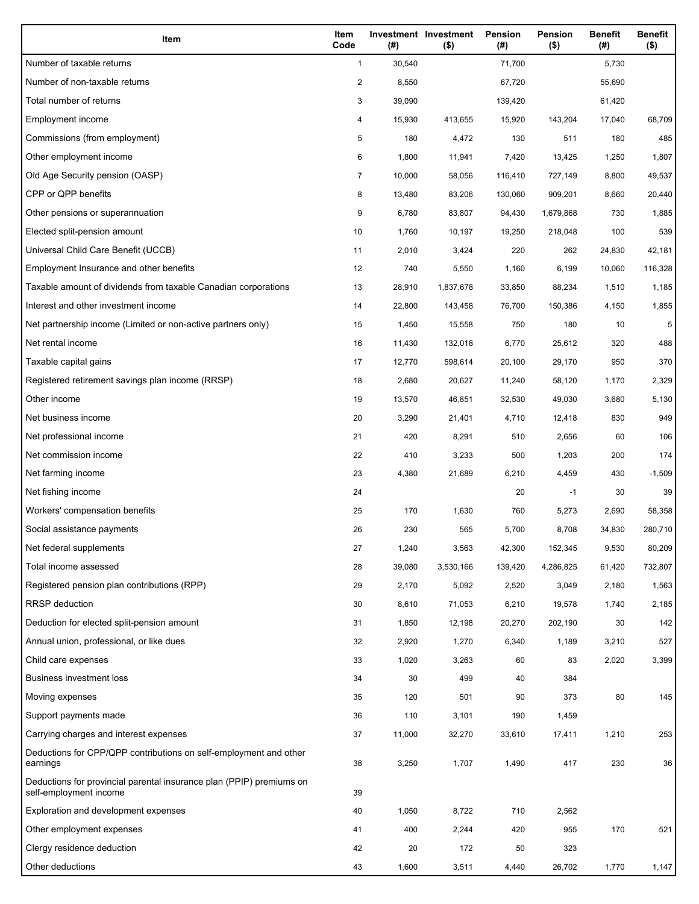| Item | Item Code | Investment (#) | Investment ($) | Pension (#) | Pension ($) | Benefit (#) | Benefit ($) |
|---|---|---|---|---|---|---|---|
| Number of taxable returns | 1 | 30,540 | | 71,700 | | 5,730 | |
| Number of non-taxable returns | 2 | 8,550 | | 67,720 | | 55,690 | |
| Total number of returns | 3 | 39,090 | | 139,420 | | 61,420 | |
| Employment income | 4 | 15,930 | 413,655 | 15,920 | 143,204 | 17,040 | 68,709 |
| Commissions (from employment) | 5 | 180 | 4,472 | 130 | 511 | 180 | 485 |
| Other employment income | 6 | 1,800 | 11,941 | 7,420 | 13,425 | 1,250 | 1,807 |
| Old Age Security pension (OASP) | 7 | 10,000 | 58,056 | 116,410 | 727,149 | 8,800 | 49,537 |
| CPP or QPP benefits | 8 | 13,480 | 83,206 | 130,060 | 909,201 | 8,660 | 20,440 |
| Other pensions or superannuation | 9 | 6,780 | 83,807 | 94,430 | 1,679,868 | 730 | 1,885 |
| Elected split-pension amount | 10 | 1,760 | 10,197 | 19,250 | 218,048 | 100 | 539 |
| Universal Child Care Benefit (UCCB) | 11 | 2,010 | 3,424 | 220 | 262 | 24,830 | 42,181 |
| Employment Insurance and other benefits | 12 | 740 | 5,550 | 1,160 | 6,199 | 10,060 | 116,328 |
| Taxable amount of dividends from taxable Canadian corporations | 13 | 28,910 | 1,837,678 | 33,850 | 88,234 | 1,510 | 1,185 |
| Interest and other investment income | 14 | 22,800 | 143,458 | 76,700 | 150,386 | 4,150 | 1,855 |
| Net partnership income (Limited or non-active partners only) | 15 | 1,450 | 15,558 | 750 | 180 | 10 | 5 |
| Net rental income | 16 | 11,430 | 132,018 | 6,770 | 25,612 | 320 | 488 |
| Taxable capital gains | 17 | 12,770 | 598,614 | 20,100 | 29,170 | 950 | 370 |
| Registered retirement savings plan income (RRSP) | 18 | 2,680 | 20,627 | 11,240 | 58,120 | 1,170 | 2,329 |
| Other income | 19 | 13,570 | 46,851 | 32,530 | 49,030 | 3,680 | 5,130 |
| Net business income | 20 | 3,290 | 21,401 | 4,710 | 12,418 | 830 | 949 |
| Net professional income | 21 | 420 | 8,291 | 510 | 2,656 | 60 | 106 |
| Net commission income | 22 | 410 | 3,233 | 500 | 1,203 | 200 | 174 |
| Net farming income | 23 | 4,380 | 21,689 | 6,210 | 4,459 | 430 | -1,509 |
| Net fishing income | 24 | | | 20 | -1 | 30 | 39 |
| Workers' compensation benefits | 25 | 170 | 1,630 | 760 | 5,273 | 2,690 | 58,358 |
| Social assistance payments | 26 | 230 | 565 | 5,700 | 8,708 | 34,830 | 280,710 |
| Net federal supplements | 27 | 1,240 | 3,563 | 42,300 | 152,345 | 9,530 | 80,209 |
| Total income assessed | 28 | 39,080 | 3,530,166 | 139,420 | 4,286,825 | 61,420 | 732,807 |
| Registered pension plan contributions (RPP) | 29 | 2,170 | 5,092 | 2,520 | 3,049 | 2,180 | 1,563 |
| RRSP deduction | 30 | 8,610 | 71,053 | 6,210 | 19,578 | 1,740 | 2,185 |
| Deduction for elected split-pension amount | 31 | 1,850 | 12,198 | 20,270 | 202,190 | 30 | 142 |
| Annual union, professional, or like dues | 32 | 2,920 | 1,270 | 6,340 | 1,189 | 3,210 | 527 |
| Child care expenses | 33 | 1,020 | 3,263 | 60 | 83 | 2,020 | 3,399 |
| Business investment loss | 34 | 30 | 499 | 40 | 384 | | |
| Moving expenses | 35 | 120 | 501 | 90 | 373 | 80 | 145 |
| Support payments made | 36 | 110 | 3,101 | 190 | 1,459 | | |
| Carrying charges and interest expenses | 37 | 11,000 | 32,270 | 33,610 | 17,411 | 1,210 | 253 |
| Deductions for CPP/QPP contributions on self-employment and other earnings | 38 | 3,250 | 1,707 | 1,490 | 417 | 230 | 36 |
| Deductions for provincial parental insurance plan (PPIP) premiums on self-employment income | 39 | | | | | | |
| Exploration and development expenses | 40 | 1,050 | 8,722 | 710 | 2,562 | | |
| Other employment expenses | 41 | 400 | 2,244 | 420 | 955 | 170 | 521 |
| Clergy residence deduction | 42 | 20 | 172 | 50 | 323 | | |
| Other deductions | 43 | 1,600 | 3,511 | 4,440 | 26,702 | 1,770 | 1,147 |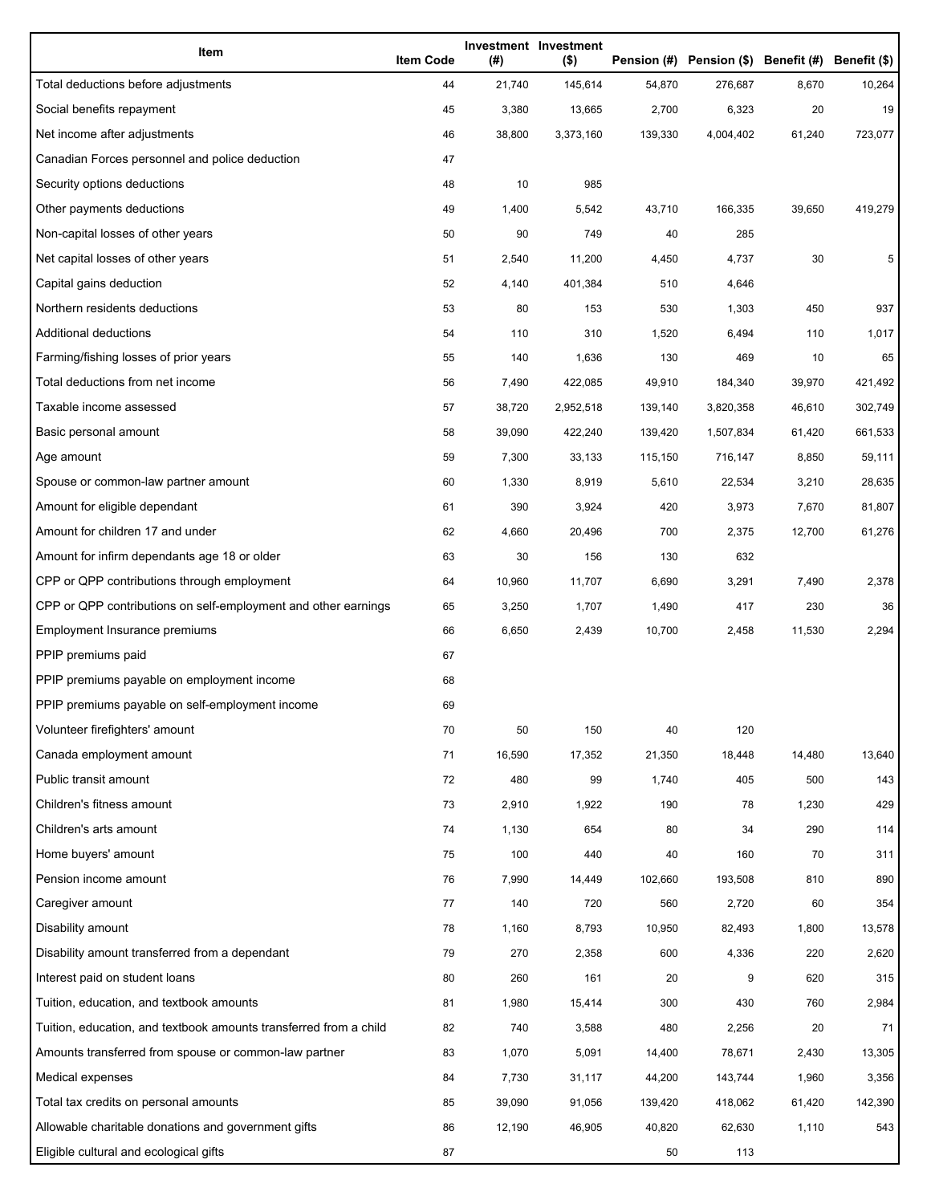| Item | Item Code | Investment (#) | Investment ($) | Pension (#) | Pension ($) | Benefit (#) | Benefit ($) |
|---|---|---|---|---|---|---|---|
| Total deductions before adjustments | 44 | 21,740 | 145,614 | 54,870 | 276,687 | 8,670 | 10,264 |
| Social benefits repayment | 45 | 3,380 | 13,665 | 2,700 | 6,323 | 20 | 19 |
| Net income after adjustments | 46 | 38,800 | 3,373,160 | 139,330 | 4,004,402 | 61,240 | 723,077 |
| Canadian Forces personnel and police deduction | 47 | | | | | | |
| Security options deductions | 48 | 10 | 985 | | | | |
| Other payments deductions | 49 | 1,400 | 5,542 | 43,710 | 166,335 | 39,650 | 419,279 |
| Non-capital losses of other years | 50 | 90 | 749 | 40 | 285 | | |
| Net capital losses of other years | 51 | 2,540 | 11,200 | 4,450 | 4,737 | 30 | 5 |
| Capital gains deduction | 52 | 4,140 | 401,384 | 510 | 4,646 | | |
| Northern residents deductions | 53 | 80 | 153 | 530 | 1,303 | 450 | 937 |
| Additional deductions | 54 | 110 | 310 | 1,520 | 6,494 | 110 | 1,017 |
| Farming/fishing losses of prior years | 55 | 140 | 1,636 | 130 | 469 | 10 | 65 |
| Total deductions from net income | 56 | 7,490 | 422,085 | 49,910 | 184,340 | 39,970 | 421,492 |
| Taxable income assessed | 57 | 38,720 | 2,952,518 | 139,140 | 3,820,358 | 46,610 | 302,749 |
| Basic personal amount | 58 | 39,090 | 422,240 | 139,420 | 1,507,834 | 61,420 | 661,533 |
| Age amount | 59 | 7,300 | 33,133 | 115,150 | 716,147 | 8,850 | 59,111 |
| Spouse or common-law partner amount | 60 | 1,330 | 8,919 | 5,610 | 22,534 | 3,210 | 28,635 |
| Amount for eligible dependant | 61 | 390 | 3,924 | 420 | 3,973 | 7,670 | 81,807 |
| Amount for children 17 and under | 62 | 4,660 | 20,496 | 700 | 2,375 | 12,700 | 61,276 |
| Amount for infirm dependants age 18 or older | 63 | 30 | 156 | 130 | 632 | | |
| CPP or QPP contributions through employment | 64 | 10,960 | 11,707 | 6,690 | 3,291 | 7,490 | 2,378 |
| CPP or QPP contributions on self-employment and other earnings | 65 | 3,250 | 1,707 | 1,490 | 417 | 230 | 36 |
| Employment Insurance premiums | 66 | 6,650 | 2,439 | 10,700 | 2,458 | 11,530 | 2,294 |
| PPIP premiums paid | 67 | | | | | | |
| PPIP premiums payable on employment income | 68 | | | | | | |
| PPIP premiums payable on self-employment income | 69 | | | | | | |
| Volunteer firefighters' amount | 70 | 50 | 150 | 40 | 120 | | |
| Canada employment amount | 71 | 16,590 | 17,352 | 21,350 | 18,448 | 14,480 | 13,640 |
| Public transit amount | 72 | 480 | 99 | 1,740 | 405 | 500 | 143 |
| Children's fitness amount | 73 | 2,910 | 1,922 | 190 | 78 | 1,230 | 429 |
| Children's arts amount | 74 | 1,130 | 654 | 80 | 34 | 290 | 114 |
| Home buyers' amount | 75 | 100 | 440 | 40 | 160 | 70 | 311 |
| Pension income amount | 76 | 7,990 | 14,449 | 102,660 | 193,508 | 810 | 890 |
| Caregiver amount | 77 | 140 | 720 | 560 | 2,720 | 60 | 354 |
| Disability amount | 78 | 1,160 | 8,793 | 10,950 | 82,493 | 1,800 | 13,578 |
| Disability amount transferred from a dependant | 79 | 270 | 2,358 | 600 | 4,336 | 220 | 2,620 |
| Interest paid on student loans | 80 | 260 | 161 | 20 | 9 | 620 | 315 |
| Tuition, education, and textbook amounts | 81 | 1,980 | 15,414 | 300 | 430 | 760 | 2,984 |
| Tuition, education, and textbook amounts transferred from a child | 82 | 740 | 3,588 | 480 | 2,256 | 20 | 71 |
| Amounts transferred from spouse or common-law partner | 83 | 1,070 | 5,091 | 14,400 | 78,671 | 2,430 | 13,305 |
| Medical expenses | 84 | 7,730 | 31,117 | 44,200 | 143,744 | 1,960 | 3,356 |
| Total tax credits on personal amounts | 85 | 39,090 | 91,056 | 139,420 | 418,062 | 61,420 | 142,390 |
| Allowable charitable donations and government gifts | 86 | 12,190 | 46,905 | 40,820 | 62,630 | 1,110 | 543 |
| Eligible cultural and ecological gifts | 87 | | | 50 | 113 | | |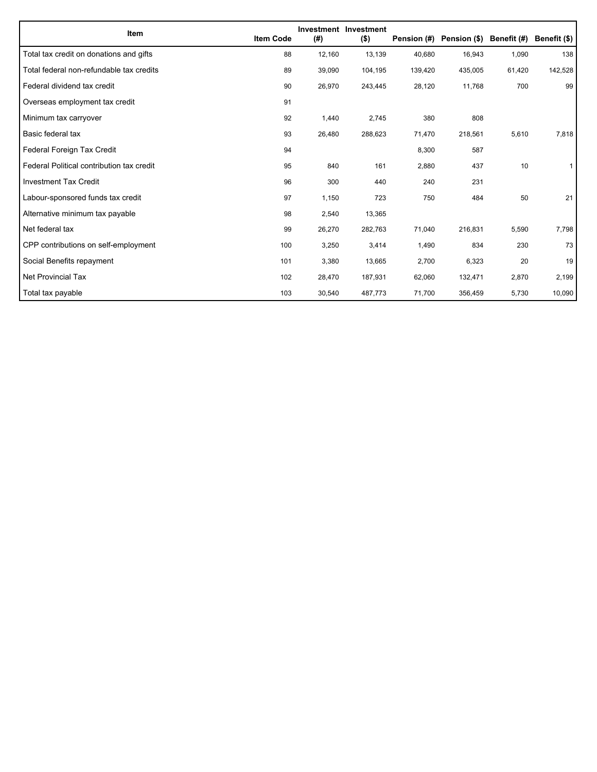| Item | Item Code | Investment (#) | Investment ($) | Pension (#) | Pension ($) | Benefit (#) | Benefit ($) |
|---|---|---|---|---|---|---|---|
| Total tax credit on donations and gifts | 88 | 12,160 | 13,139 | 40,680 | 16,943 | 1,090 | 138 |
| Total federal non-refundable tax credits | 89 | 39,090 | 104,195 | 139,420 | 435,005 | 61,420 | 142,528 |
| Federal dividend tax credit | 90 | 26,970 | 243,445 | 28,120 | 11,768 | 700 | 99 |
| Overseas employment tax credit | 91 | | | | | | |
| Minimum tax carryover | 92 | 1,440 | 2,745 | 380 | 808 | | |
| Basic federal tax | 93 | 26,480 | 288,623 | 71,470 | 218,561 | 5,610 | 7,818 |
| Federal Foreign Tax Credit | 94 | | | 8,300 | 587 | | |
| Federal Political contribution tax credit | 95 | 840 | 161 | 2,880 | 437 | 10 | 1 |
| Investment Tax Credit | 96 | 300 | 440 | 240 | 231 | | |
| Labour-sponsored funds tax credit | 97 | 1,150 | 723 | 750 | 484 | 50 | 21 |
| Alternative minimum tax payable | 98 | 2,540 | 13,365 | | | | |
| Net federal tax | 99 | 26,270 | 282,763 | 71,040 | 216,831 | 5,590 | 7,798 |
| CPP contributions on self-employment | 100 | 3,250 | 3,414 | 1,490 | 834 | 230 | 73 |
| Social Benefits repayment | 101 | 3,380 | 13,665 | 2,700 | 6,323 | 20 | 19 |
| Net Provincial Tax | 102 | 28,470 | 187,931 | 62,060 | 132,471 | 2,870 | 2,199 |
| Total tax payable | 103 | 30,540 | 487,773 | 71,700 | 356,459 | 5,730 | 10,090 |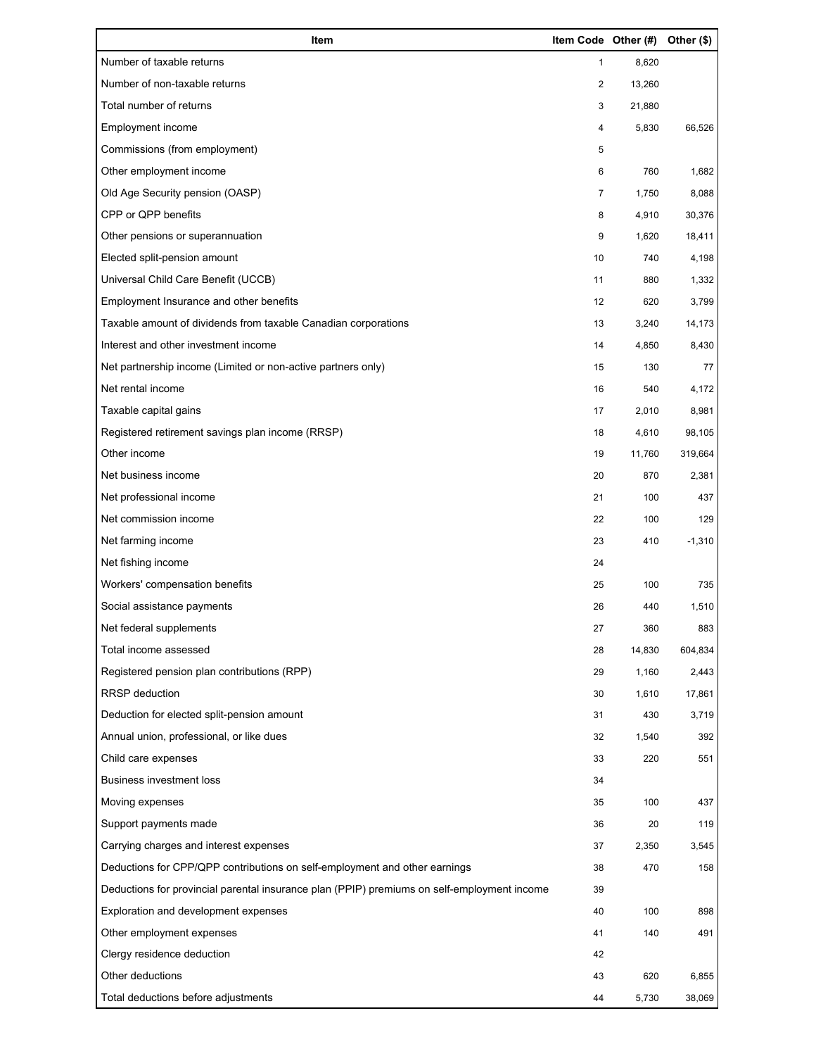| Item | Item Code | Other (#) | Other ($) |
|---|---|---|---|
| Number of taxable returns | 1 | 8,620 | |
| Number of non-taxable returns | 2 | 13,260 | |
| Total number of returns | 3 | 21,880 | |
| Employment income | 4 | 5,830 | 66,526 |
| Commissions (from employment) | 5 | | |
| Other employment income | 6 | 760 | 1,682 |
| Old Age Security pension (OASP) | 7 | 1,750 | 8,088 |
| CPP or QPP benefits | 8 | 4,910 | 30,376 |
| Other pensions or superannuation | 9 | 1,620 | 18,411 |
| Elected split-pension amount | 10 | 740 | 4,198 |
| Universal Child Care Benefit (UCCB) | 11 | 880 | 1,332 |
| Employment Insurance and other benefits | 12 | 620 | 3,799 |
| Taxable amount of dividends from taxable Canadian corporations | 13 | 3,240 | 14,173 |
| Interest and other investment income | 14 | 4,850 | 8,430 |
| Net partnership income (Limited or non-active partners only) | 15 | 130 | 77 |
| Net rental income | 16 | 540 | 4,172 |
| Taxable capital gains | 17 | 2,010 | 8,981 |
| Registered retirement savings plan income (RRSP) | 18 | 4,610 | 98,105 |
| Other income | 19 | 11,760 | 319,664 |
| Net business income | 20 | 870 | 2,381 |
| Net professional income | 21 | 100 | 437 |
| Net commission income | 22 | 100 | 129 |
| Net farming income | 23 | 410 | -1,310 |
| Net fishing income | 24 | | |
| Workers' compensation benefits | 25 | 100 | 735 |
| Social assistance payments | 26 | 440 | 1,510 |
| Net federal supplements | 27 | 360 | 883 |
| Total income assessed | 28 | 14,830 | 604,834 |
| Registered pension plan contributions (RPP) | 29 | 1,160 | 2,443 |
| RRSP deduction | 30 | 1,610 | 17,861 |
| Deduction for elected split-pension amount | 31 | 430 | 3,719 |
| Annual union, professional, or like dues | 32 | 1,540 | 392 |
| Child care expenses | 33 | 220 | 551 |
| Business investment loss | 34 | | |
| Moving expenses | 35 | 100 | 437 |
| Support payments made | 36 | 20 | 119 |
| Carrying charges and interest expenses | 37 | 2,350 | 3,545 |
| Deductions for CPP/QPP contributions on self-employment and other earnings | 38 | 470 | 158 |
| Deductions for provincial parental insurance plan (PPIP) premiums on self-employment income | 39 | | |
| Exploration and development expenses | 40 | 100 | 898 |
| Other employment expenses | 41 | 140 | 491 |
| Clergy residence deduction | 42 | | |
| Other deductions | 43 | 620 | 6,855 |
| Total deductions before adjustments | 44 | 5,730 | 38,069 |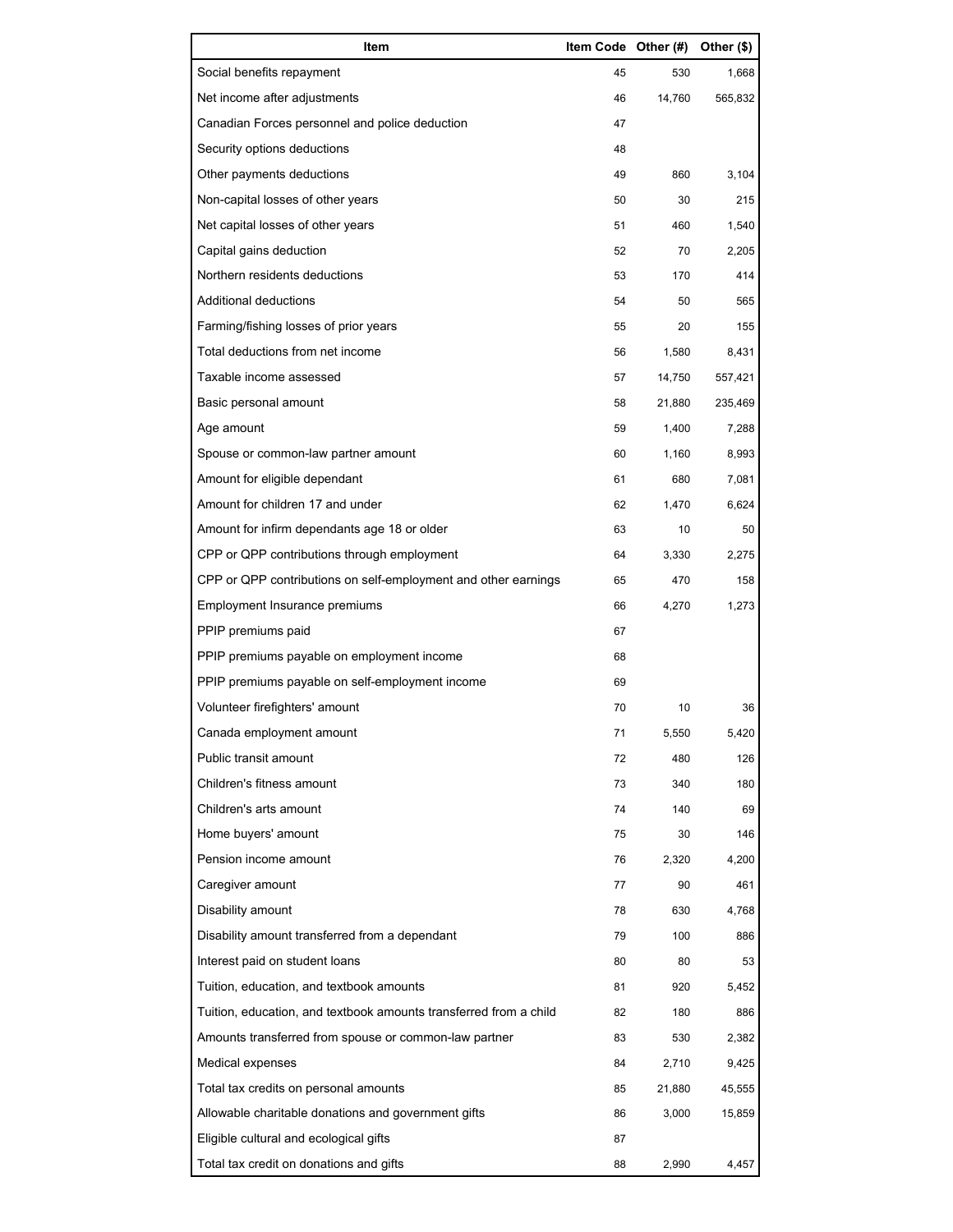| Item | Item Code | Other (#) | Other ($) |
|---|---|---|---|
| Social benefits repayment | 45 | 530 | 1,668 |
| Net income after adjustments | 46 | 14,760 | 565,832 |
| Canadian Forces personnel and police deduction | 47 | | |
| Security options deductions | 48 | | |
| Other payments deductions | 49 | 860 | 3,104 |
| Non-capital losses of other years | 50 | 30 | 215 |
| Net capital losses of other years | 51 | 460 | 1,540 |
| Capital gains deduction | 52 | 70 | 2,205 |
| Northern residents deductions | 53 | 170 | 414 |
| Additional deductions | 54 | 50 | 565 |
| Farming/fishing losses of prior years | 55 | 20 | 155 |
| Total deductions from net income | 56 | 1,580 | 8,431 |
| Taxable income assessed | 57 | 14,750 | 557,421 |
| Basic personal amount | 58 | 21,880 | 235,469 |
| Age amount | 59 | 1,400 | 7,288 |
| Spouse or common-law partner amount | 60 | 1,160 | 8,993 |
| Amount for eligible dependant | 61 | 680 | 7,081 |
| Amount for children 17 and under | 62 | 1,470 | 6,624 |
| Amount for infirm dependants age 18 or older | 63 | 10 | 50 |
| CPP or QPP contributions through employment | 64 | 3,330 | 2,275 |
| CPP or QPP contributions on self-employment and other earnings | 65 | 470 | 158 |
| Employment Insurance premiums | 66 | 4,270 | 1,273 |
| PPIP premiums paid | 67 | | |
| PPIP premiums payable on employment income | 68 | | |
| PPIP premiums payable on self-employment income | 69 | | |
| Volunteer firefighters' amount | 70 | 10 | 36 |
| Canada employment amount | 71 | 5,550 | 5,420 |
| Public transit amount | 72 | 480 | 126 |
| Children's fitness amount | 73 | 340 | 180 |
| Children's arts amount | 74 | 140 | 69 |
| Home buyers' amount | 75 | 30 | 146 |
| Pension income amount | 76 | 2,320 | 4,200 |
| Caregiver amount | 77 | 90 | 461 |
| Disability amount | 78 | 630 | 4,768 |
| Disability amount transferred from a dependant | 79 | 100 | 886 |
| Interest paid on student loans | 80 | 80 | 53 |
| Tuition, education, and textbook amounts | 81 | 920 | 5,452 |
| Tuition, education, and textbook amounts transferred from a child | 82 | 180 | 886 |
| Amounts transferred from spouse or common-law partner | 83 | 530 | 2,382 |
| Medical expenses | 84 | 2,710 | 9,425 |
| Total tax credits on personal amounts | 85 | 21,880 | 45,555 |
| Allowable charitable donations and government gifts | 86 | 3,000 | 15,859 |
| Eligible cultural and ecological gifts | 87 | | |
| Total tax credit on donations and gifts | 88 | 2,990 | 4,457 |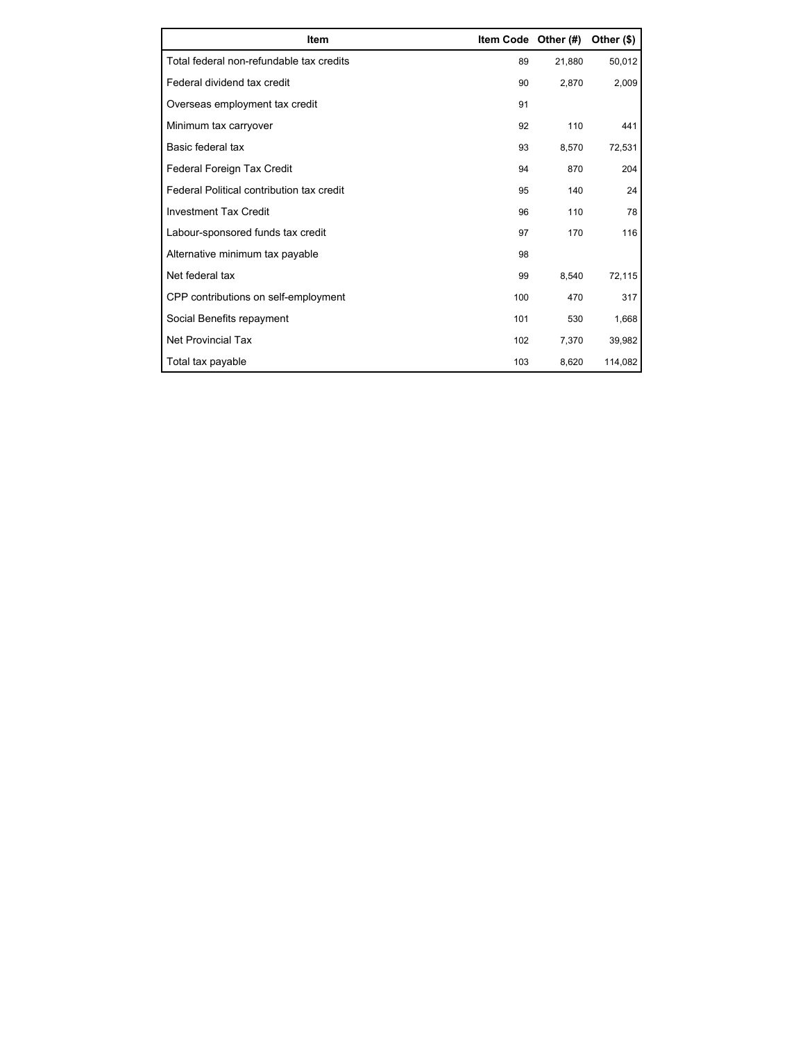| Item | Item Code | Other (#) | Other ($) |
| --- | --- | --- | --- |
| Total federal non-refundable tax credits | 89 | 21,880 | 50,012 |
| Federal dividend tax credit | 90 | 2,870 | 2,009 |
| Overseas employment tax credit | 91 | | |
| Minimum tax carryover | 92 | 110 | 441 |
| Basic federal tax | 93 | 8,570 | 72,531 |
| Federal Foreign Tax Credit | 94 | 870 | 204 |
| Federal Political contribution tax credit | 95 | 140 | 24 |
| Investment Tax Credit | 96 | 110 | 78 |
| Labour-sponsored funds tax credit | 97 | 170 | 116 |
| Alternative minimum tax payable | 98 | | |
| Net federal tax | 99 | 8,540 | 72,115 |
| CPP contributions on self-employment | 100 | 470 | 317 |
| Social Benefits repayment | 101 | 530 | 1,668 |
| Net Provincial Tax | 102 | 7,370 | 39,982 |
| Total tax payable | 103 | 8,620 | 114,082 |